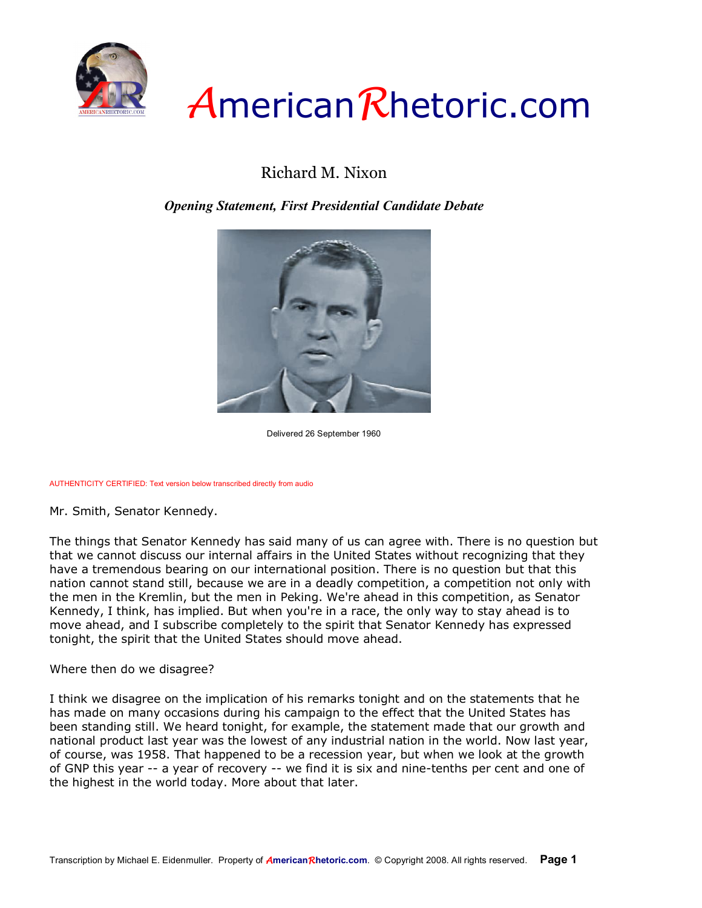# AmericanRhetoric.com

## Richard M. Nixon

### *Opening Statement, First Presidential Candidate Debate*

Delivered 26 September 1960

AUTHENTICITY CERTIFIED: Text version below transcribed directly from audio

Mr. Smith, Senator Kennedy.

The things that Senator Kennedy has said many of us can agree with. There is no question but that we cannot discuss our internal affairs in the United States without recognizing that they have a tremendous bearing on our international position. There is no question but that this nation cannot stand still, because we are in a deadly competition, a competition not only with the men in the Kremlin, but the men in Peking. We're ahead in this competition, as Senator Kennedy, I think, has implied. But when you're in a race, the only way to stay ahead is to move ahead, and I subscribe completely to the spirit that Senator Kennedy has expressed tonight, the spirit that the United States should move ahead.

Where then do we disagree?

I think we disagree on the implication of his remarks tonight and on the statements that he has made on many occasions during his campaign to the effect that the United States has been standing still. We heard tonight, for example, the statement made that our growth and national product last year was the lowest of any industrial nation in the world. Now last year, of course, was 1958. That happened to be a recession year, but when we look at the growth of GNP this year -- a year of recovery -- we find it is six and nine-tenths per cent and one of the highest in the world today. More about that later.

Transcription by Michael E. Eidenmuller. Property of AmericanRhetoric.com. © Copyright 2008. All rights reserved.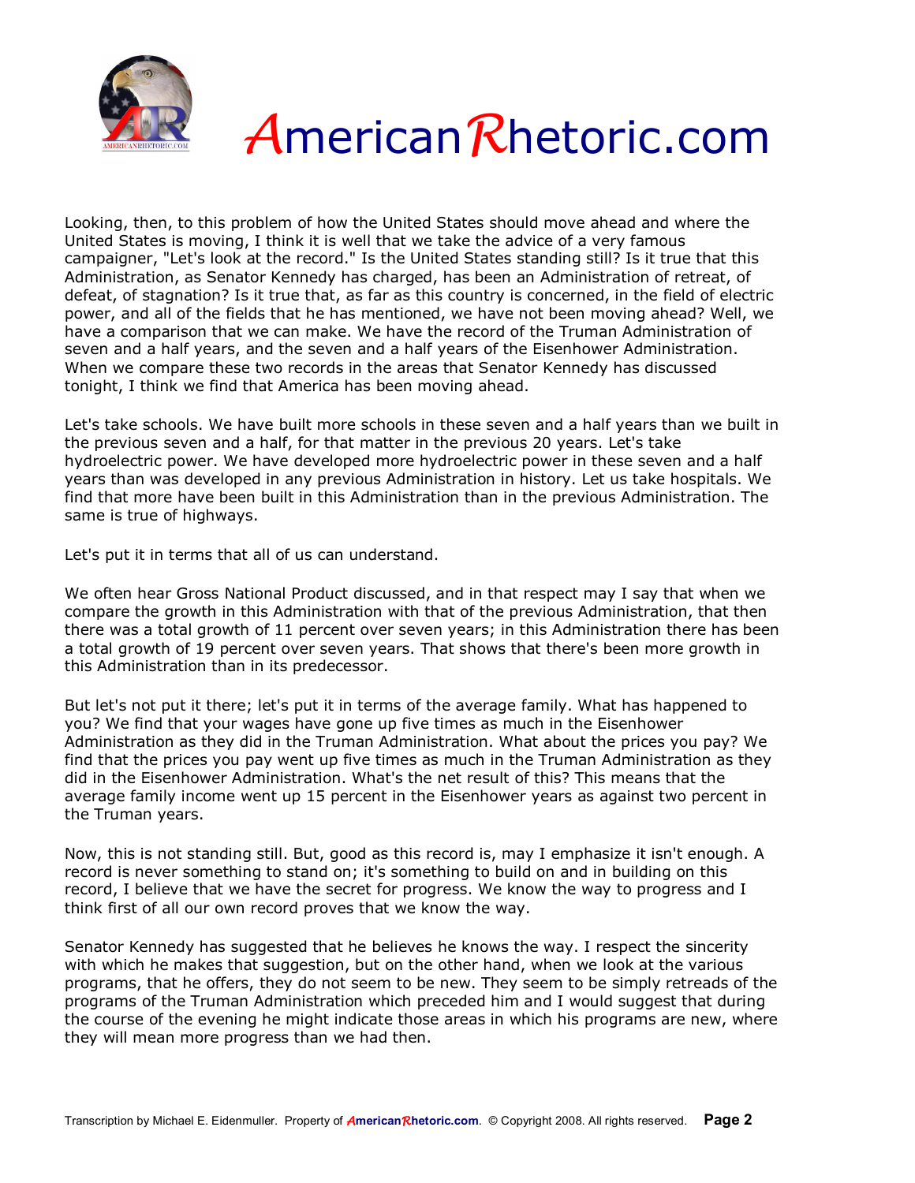Looking, then, to this problem of how the United States should move ahead and where the United States is moving, I think it is well that we take the advice of a very famous campaigner, "Let's look at the record." Is the United States standing still? Is it true that this Administration, as Senator Kennedy has charged, has been an Administration of retreat, of defeat, of stagnation? Is it true that, as far as this country is concerned, in the field of electric power, and all of the fields that he has mentioned, we have not been moving ahead? Well, we have a comparison that we can make. We have the record of the Truman Administration of seven and a half years, and the seven and a half years of the Eisenhower Administration. When we compare these two records in the areas that Senator Kennedy has discussed tonight, I think we find that America has been moving ahead.

Let's take schools. We have built more schools in these seven and a half years than we built in the previous seven and a half, for that matter in the previous 20 years. Let's take hydroelectric power. We have developed more hydroelectric power in these seven and a half years than was developed in any previous Administration in history. Let us take hospitals. We find that more have been built in this Administration than in the previous Administration. The same is true of highways.

Let's put it in terms that all of us can understand.

We often hear Gross National Product discussed, and in that respect may I say that when we compare the growth in this Administration with that of the previous Administration, that then there was a total growth of 11 percent over seven years; in this Administration there has been a total growth of 19 percent over seven years. That shows that there's been more growth in this Administration than in its predecessor.

But let's not put it there; let's put it in terms of the average family. What has happened to you? We find that your wages have gone up five times as much in the Eisenhower Administration as they did in the Truman Administration. What about the prices you pay? We find that the prices you pay went up five times as much in the Truman Administration as they did in the Eisenhower Administration. What's the net result of this? This means that the average family income went up 15 percent in the Eisenhower years as against two percent in the Truman years.

Now, this is not standing still. But, good as this record is, may I emphasize it isn't enough. A record is never something to stand on; it's something to build on and in building on this record, I believe that we have the secret for progress. We know the way to progress and I think first of all our own record proves that we know the way.

Senator Kennedy has suggested that he believes he knows the way. I respect the sincerity with which he makes that suggestion, but on the other hand, when we look at the various programs, that he offers, they do not seem to be new. They seem to be simply retreads of the programs of the Truman Administration which preceded him and I would suggest that during the course of the evening he might indicate those areas in which his programs are new, where they will mean more progress than we had then.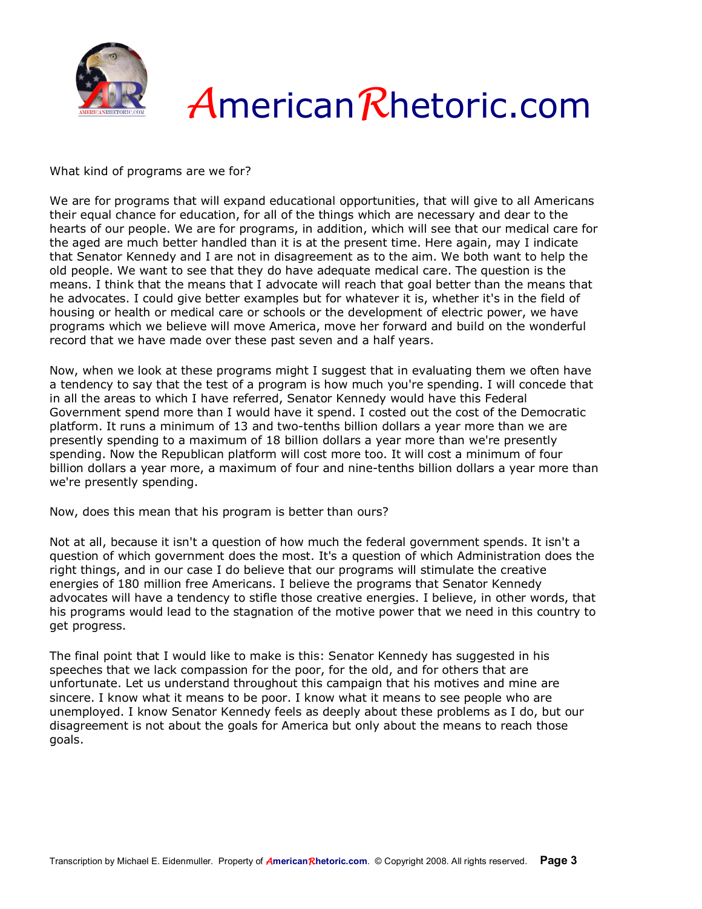What kind of programs are we for?

We are for programs that will expand educational opportunities, that will give to all Americans their equal chance for education, for all of the things which are necessary and dear to the hearts of our people. We are for programs, in addition, which will see that our medical care for the aged are much better handled than it is at the present time. Here again, may I indicate that Senator Kennedy and I are not in disagreement as to the aim. We both want to help the old people. We want to see that they do have adequate medical care. The question is the means. I think that the means that I advocate will reach that goal better than the means that he advocates. I could give better examples but for whatever it is, whether it's in the field of housing or health or medical care or schools or the development of electric power, we have programs which we believe will move America, move her forward and build on the wonderful record that we have made over these past seven and a half years.

Now, when we look at these programs might I suggest that in evaluating them we often have a tendency to say that the test of a program is how much you're spending. I will concede that in all the areas to which I have referred, Senator Kennedy would have this Federal Government spend more than I would have it spend. I costed out the cost of the Democratic platform. It runs a minimum of 13 and two-tenths billion dollars a year more than we are presently spending to a maximum of 18 billion dollars a year more than we're presently spending. Now the Republican platform will cost more too. It will cost a minimum of four billion dollars a year more, a maximum of four and nine-tenths billion dollars a year more than we're presently spending.

Now, does this mean that his program is better than ours?

Not at all, because it isn't a question of how much the federal government spends. It isn't a question of which government does the most. It's a question of which Administration does the right things, and in our case I do believe that our programs will stimulate the creative energies of 180 million free Americans. I believe the programs that Senator Kennedy advocates will have a tendency to stifle those creative energies. I believe, in other words, that his programs would lead to the stagnation of the motive power that we need in this country to get progress.

The final point that I would like to make is this: Senator Kennedy has suggested in his speeches that we lack compassion for the poor, for the old, and for others that are unfortunate. Let us understand throughout this campaign that his motives and mine are sincere. I know what it means to be poor. I know what it means to see people who are unemployed. I know Senator Kennedy feels as deeply about these problems as I do, but our disagreement is not about the goals for America but only about the means to reach those goals.